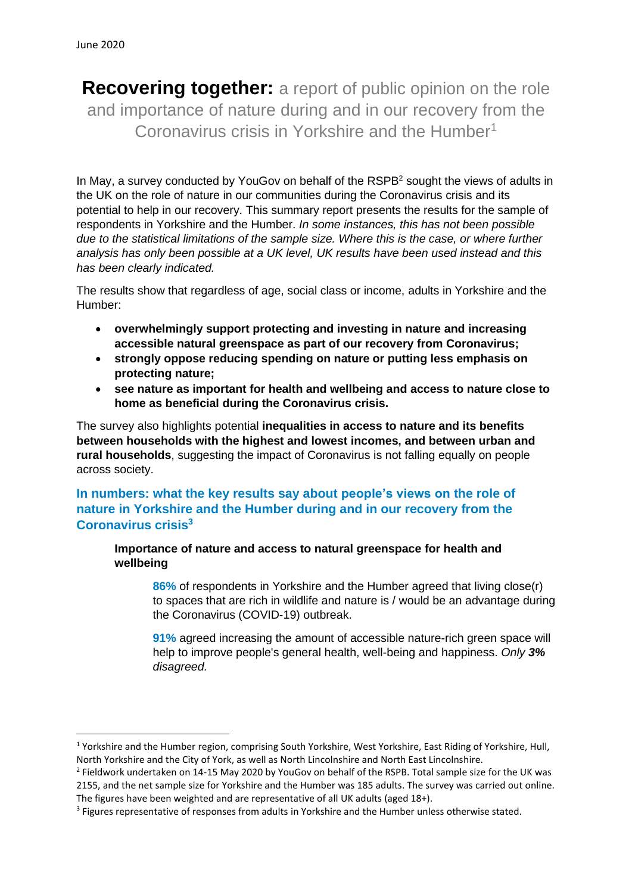June 2020

# **Recovering together:** a report of public opinion on the role and importance of nature during and in our recovery from the Coronavirus crisis in Yorkshire and the Humber[1]

In May, a survey conducted by YouGov on behalf of the RSPB[2] sought the views of adults in the UK on the role of nature in our communities during the Coronavirus crisis and its potential to help in our recovery. This summary report presents the results for the sample of respondents in Yorkshire and the Humber. *In some instances, this has not been possible due to the statistical limitations of the sample size. Where this is the case, or where further analysis has only been possible at a UK level, UK results have been used instead and this has been clearly indicated.*

The results show that regardless of age, social class or income, adults in Yorkshire and the Humber:

- **overwhelmingly support protecting and investing in nature and increasing accessible natural greenspace as part of our recovery from Coronavirus;**
- **strongly oppose reducing spending on nature or putting less emphasis on protecting nature;**
- **see nature as important for health and wellbeing and access to nature close to home as beneficial during the Coronavirus crisis.**

The survey also highlights potential **inequalities in access to nature and its benefits between households with the highest and lowest incomes, and between urban and rural households**, suggesting the impact of Coronavirus is not falling equally on people across society.

## In numbers: what the key results say about people's views on the role of nature in Yorkshire and the Humber during and in our recovery from the Coronavirus crisis[3]

### Importance of nature and access to natural greenspace for health and wellbeing

**86%** of respondents in Yorkshire and the Humber agreed that living close(r) to spaces that are rich in wildlife and nature is / would be an advantage during the Coronavirus (COVID-19) outbreak.

**91%** agreed increasing the amount of accessible nature-rich green space will help to improve people's general health, well-being and happiness. *Only **3%** disagreed.*

---

[1] Yorkshire and the Humber region, comprising South Yorkshire, West Yorkshire, East Riding of Yorkshire, Hull, North Yorkshire and the City of York, as well as North Lincolnshire and North East Lincolnshire.

[2] Fieldwork undertaken on 14-15 May 2020 by YouGov on behalf of the RSPB. Total sample size for the UK was 2155, and the net sample size for Yorkshire and the Humber was 185 adults. The survey was carried out online. The figures have been weighted and are representative of all UK adults (aged 18+).

[3] Figures representative of responses from adults in Yorkshire and the Humber unless otherwise stated.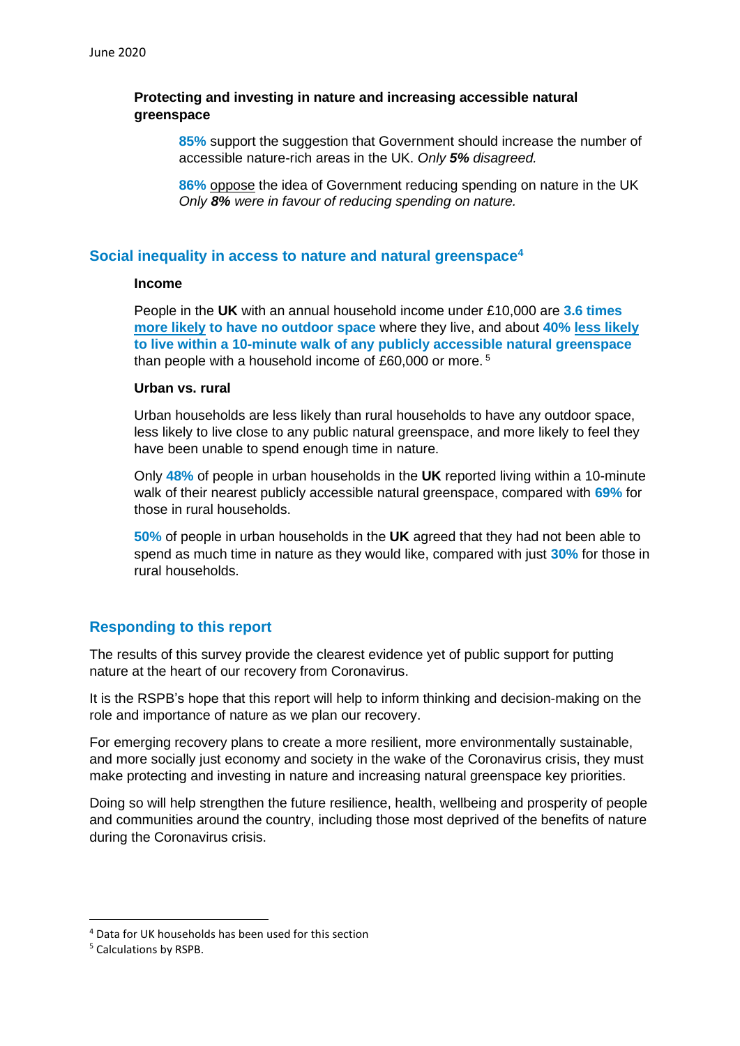June 2020

**Protecting and investing in nature and increasing accessible natural greenspace**

**85%** support the suggestion that Government should increase the number of accessible nature-rich areas in the UK. *Only **5%** disagreed.*

**86%** oppose the idea of Government reducing spending on nature in the UK *Only **8%** were in favour of reducing spending on nature.*

## Social inequality in access to nature and natural greenspace[4]

**Income**

People in the **UK** with an annual household income under £10,000 are **3.6 times more likely to have no outdoor space** where they live, and about **40% less likely to live within a 10-minute walk of any publicly accessible natural greenspace** than people with a household income of £60,000 or more.[5]

**Urban vs. rural**

Urban households are less likely than rural households to have any outdoor space, less likely to live close to any public natural greenspace, and more likely to feel they have been unable to spend enough time in nature.

Only **48%** of people in urban households in the **UK** reported living within a 10-minute walk of their nearest publicly accessible natural greenspace, compared with **69%** for those in rural households.

**50%** of people in urban households in the **UK** agreed that they had not been able to spend as much time in nature as they would like, compared with just **30%** for those in rural households.

## Responding to this report

The results of this survey provide the clearest evidence yet of public support for putting nature at the heart of our recovery from Coronavirus.

It is the RSPB's hope that this report will help to inform thinking and decision-making on the role and importance of nature as we plan our recovery.

For emerging recovery plans to create a more resilient, more environmentally sustainable, and more socially just economy and society in the wake of the Coronavirus crisis, they must make protecting and investing in nature and increasing natural greenspace key priorities.

Doing so will help strengthen the future resilience, health, wellbeing and prosperity of people and communities around the country, including those most deprived of the benefits of nature during the Coronavirus crisis.

[4] Data for UK households has been used for this section

[5] Calculations by RSPB.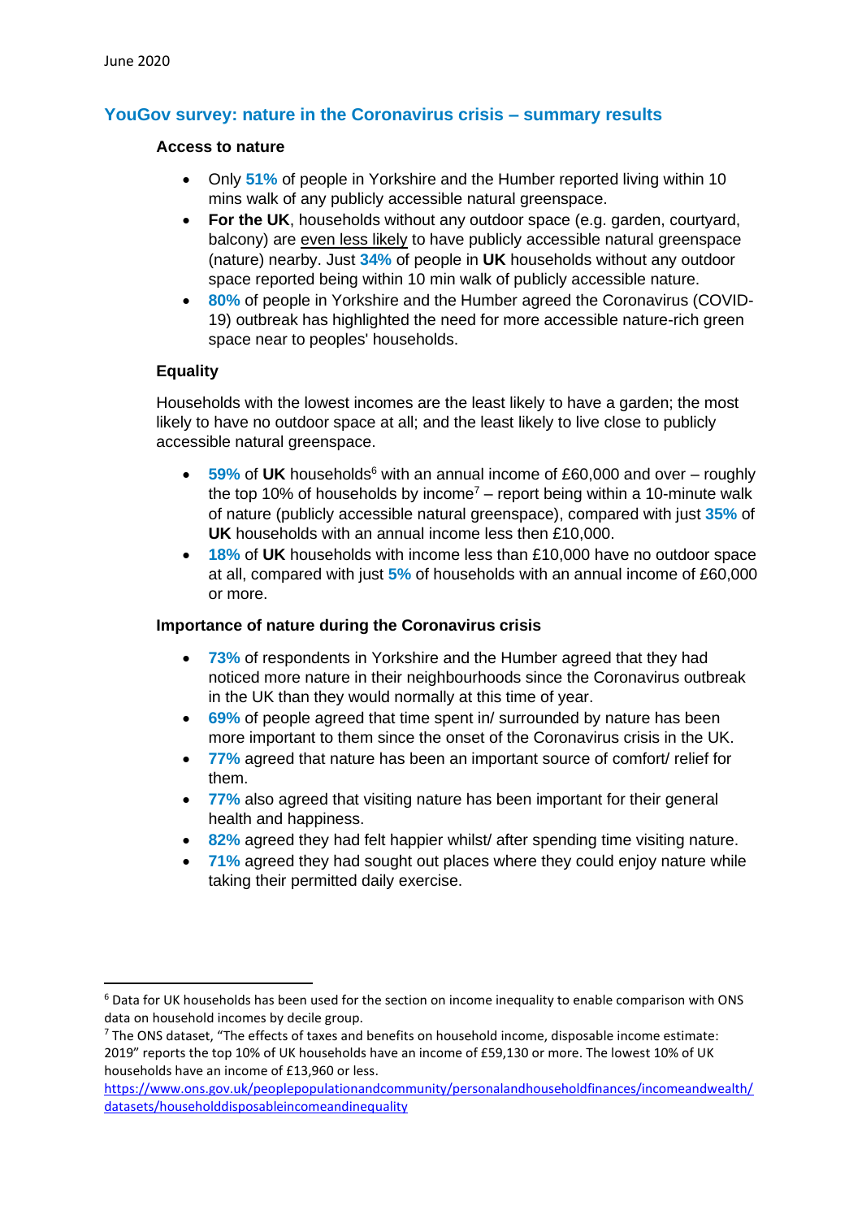June 2020

## YouGov survey: nature in the Coronavirus crisis – summary results

### Access to nature

- Only **51%** of people in Yorkshire and the Humber reported living within 10 mins walk of any publicly accessible natural greenspace.
- **For the UK**, households without any outdoor space (e.g. garden, courtyard, balcony) are even less likely to have publicly accessible natural greenspace (nature) nearby. Just **34%** of people in **UK** households without any outdoor space reported being within 10 min walk of publicly accessible nature.
- **80%** of people in Yorkshire and the Humber agreed the Coronavirus (COVID-19) outbreak has highlighted the need for more accessible nature-rich green space near to peoples' households.

### Equality

Households with the lowest incomes are the least likely to have a garden; the most likely to have no outdoor space at all; and the least likely to live close to publicly accessible natural greenspace.

- **59%** of **UK** households[6] with an annual income of £60,000 and over – roughly the top 10% of households by income[7] – report being within a 10-minute walk of nature (publicly accessible natural greenspace), compared with just **35%** of **UK** households with an annual income less then £10,000.
- **18%** of **UK** households with income less than £10,000 have no outdoor space at all, compared with just **5%** of households with an annual income of £60,000 or more.

### Importance of nature during the Coronavirus crisis

- **73%** of respondents in Yorkshire and the Humber agreed that they had noticed more nature in their neighbourhoods since the Coronavirus outbreak in the UK than they would normally at this time of year.
- **69%** of people agreed that time spent in/ surrounded by nature has been more important to them since the onset of the Coronavirus crisis in the UK.
- **77%** agreed that nature has been an important source of comfort/ relief for them.
- **77%** also agreed that visiting nature has been important for their general health and happiness.
- **82%** agreed they had felt happier whilst/ after spending time visiting nature.
- **71%** agreed they had sought out places where they could enjoy nature while taking their permitted daily exercise.

---

[6] Data for UK households has been used for the section on income inequality to enable comparison with ONS data on household incomes by decile group.

[7] The ONS dataset, "The effects of taxes and benefits on household income, disposable income estimate: 2019" reports the top 10% of UK households have an income of £59,130 or more. The lowest 10% of UK households have an income of £13,960 or less.
https://www.ons.gov.uk/peoplepopulationandcommunity/personalandhouseholdfinances/incomeandwealth/datasets/householddisposableincomeandinequality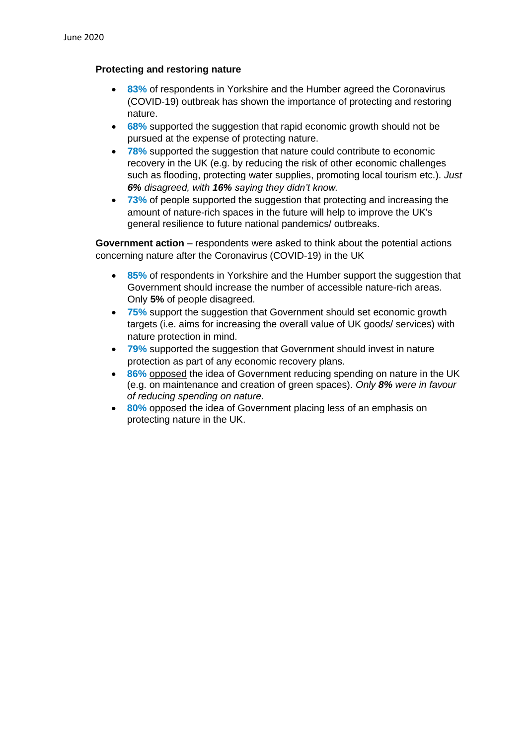**Protecting and restoring nature**

- **83%** of respondents in Yorkshire and the Humber agreed the Coronavirus (COVID-19) outbreak has shown the importance of protecting and restoring nature.
- **68%** supported the suggestion that rapid economic growth should not be pursued at the expense of protecting nature.
- **78%** supported the suggestion that nature could contribute to economic recovery in the UK (e.g. by reducing the risk of other economic challenges such as flooding, protecting water supplies, promoting local tourism etc.). *Just **6%** disagreed, with **16%** saying they didn't know.*
- **73%** of people supported the suggestion that protecting and increasing the amount of nature-rich spaces in the future will help to improve the UK's general resilience to future national pandemics/ outbreaks.

**Government action** – respondents were asked to think about the potential actions concerning nature after the Coronavirus (COVID-19) in the UK

- **85%** of respondents in Yorkshire and the Humber support the suggestion that Government should increase the number of accessible nature-rich areas. Only **5%** of people disagreed.
- **75%** support the suggestion that Government should set economic growth targets (i.e. aims for increasing the overall value of UK goods/ services) with nature protection in mind.
- **79%** supported the suggestion that Government should invest in nature protection as part of any economic recovery plans.
- **86%** opposed the idea of Government reducing spending on nature in the UK (e.g. on maintenance and creation of green spaces). *Only **8%** were in favour of reducing spending on nature.*
- **80%** opposed the idea of Government placing less of an emphasis on protecting nature in the UK.